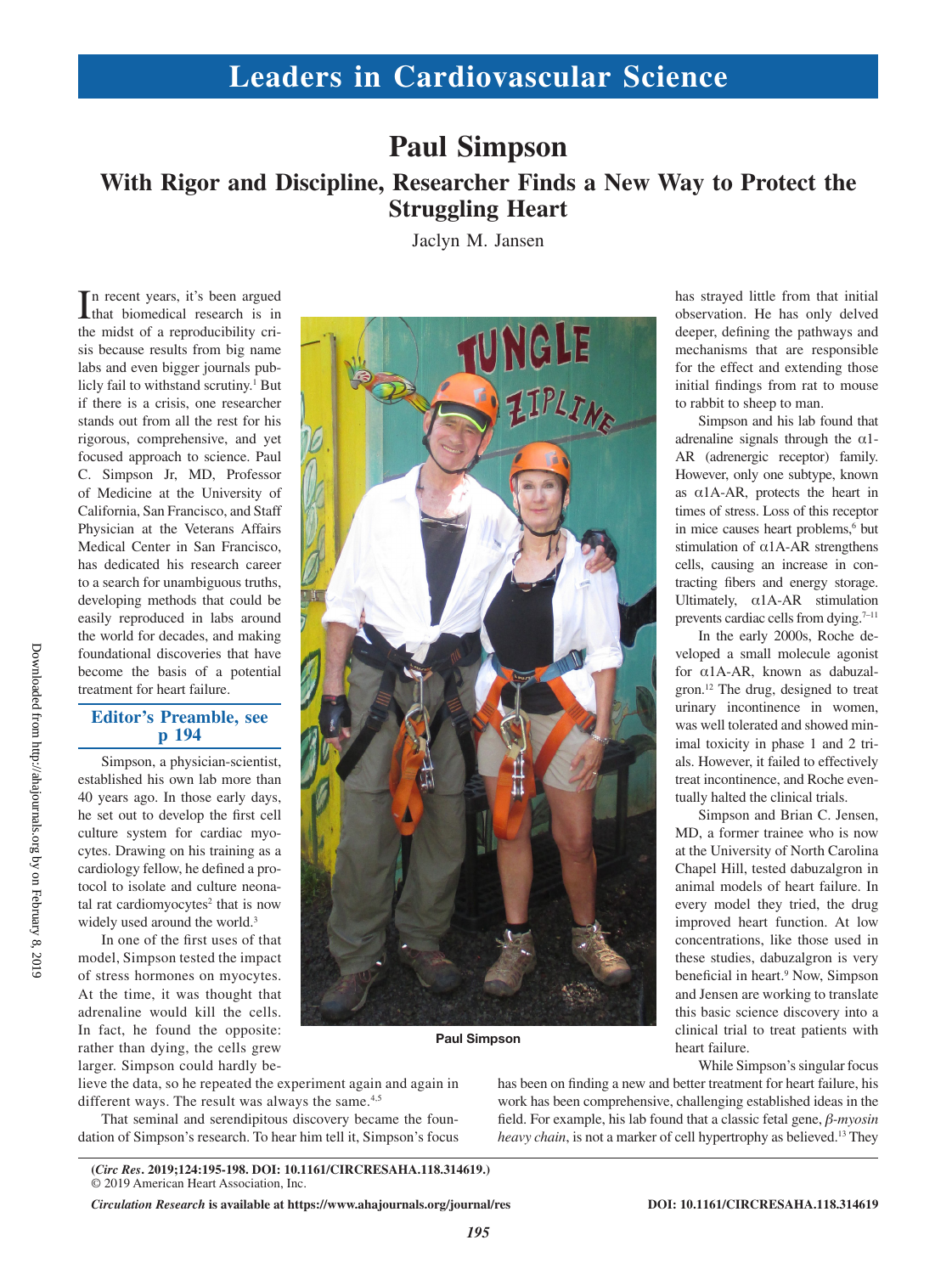# Leaders in Cardiovascular Science

# Paul Simpson

## With Rigor and Discipline, Researcher Finds a New Way to Protect the Struggling Heart

Jaclyn M. Jansen

In recent years, it's been argued that biomedical research is in the midst of a reproducibility crisis because results from big name labs and even bigger journals publicly fail to withstand scrutiny.[1] But if there is a crisis, one researcher stands out from all the rest for his rigorous, comprehensive, and yet focused approach to science. Paul C. Simpson Jr, MD, Professor of Medicine at the University of California, San Francisco, and Staff Physician at the Veterans Affairs Medical Center in San Francisco, has dedicated his research career to a search for unambiguous truths, developing methods that could be easily reproduced in labs around the world for decades, and making foundational discoveries that have become the basis of a potential treatment for heart failure.

**Editor's Preamble, see p 194**

Simpson, a physician-scientist, established his own lab more than 40 years ago. In those early days, he set out to develop the first cell culture system for cardiac myocytes. Drawing on his training as a cardiology fellow, he defined a protocol to isolate and culture neonatal rat cardiomyocytes[2] that is now widely used around the world.[3]

In one of the first uses of that model, Simpson tested the impact of stress hormones on myocytes. At the time, it was thought that adrenaline would kill the cells. In fact, he found the opposite: rather than dying, the cells grew larger. Simpson could hardly believe the data, so he repeated the experiment again and again in different ways. The result was always the same.[4,5]

That seminal and serendipitous discovery became the foundation of Simpson's research. To hear him tell it, Simpson's focus has strayed little from that initial observation. He has only delved deeper, defining the pathways and mechanisms that are responsible for the effect and extending those initial findings from rat to mouse to rabbit to sheep to man.

Paul Simpson

Simpson and his lab found that adrenaline signals through the α1-AR (adrenergic receptor) family. However, only one subtype, known as α1A-AR, protects the heart in times of stress. Loss of this receptor in mice causes heart problems,[6] but stimulation of α1A-AR strengthens cells, causing an increase in contracting fibers and energy storage. Ultimately, α1A-AR stimulation prevents cardiac cells from dying.[7–11]

In the early 2000s, Roche developed a small molecule agonist for α1A-AR, known as dabuzalgron.[12] The drug, designed to treat urinary incontinence in women, was well tolerated and showed minimal toxicity in phase 1 and 2 trials. However, it failed to effectively treat incontinence, and Roche eventually halted the clinical trials.

Simpson and Brian C. Jensen, MD, a former trainee who is now at the University of North Carolina Chapel Hill, tested dabuzalgron in animal models of heart failure. In every model they tried, the drug improved heart function. At low concentrations, like those used in these studies, dabuzalgron is very beneficial in heart.[9] Now, Simpson and Jensen are working to translate this basic science discovery into a clinical trial to treat patients with heart failure.

While Simpson's singular focus has been on finding a new and better treatment for heart failure, his work has been comprehensive, challenging established ideas in the field. For example, his lab found that a classic fetal gene, *β-myosin heavy chain*, is not a marker of cell hypertrophy as believed.[13] They

(*Circ Res*. 2019;124:195-198. DOI: 10.1161/CIRCRESAHA.118.314619.)
© 2019 American Heart Association, Inc.
*Circulation Research* is available at https://www.ahajournals.org/journal/res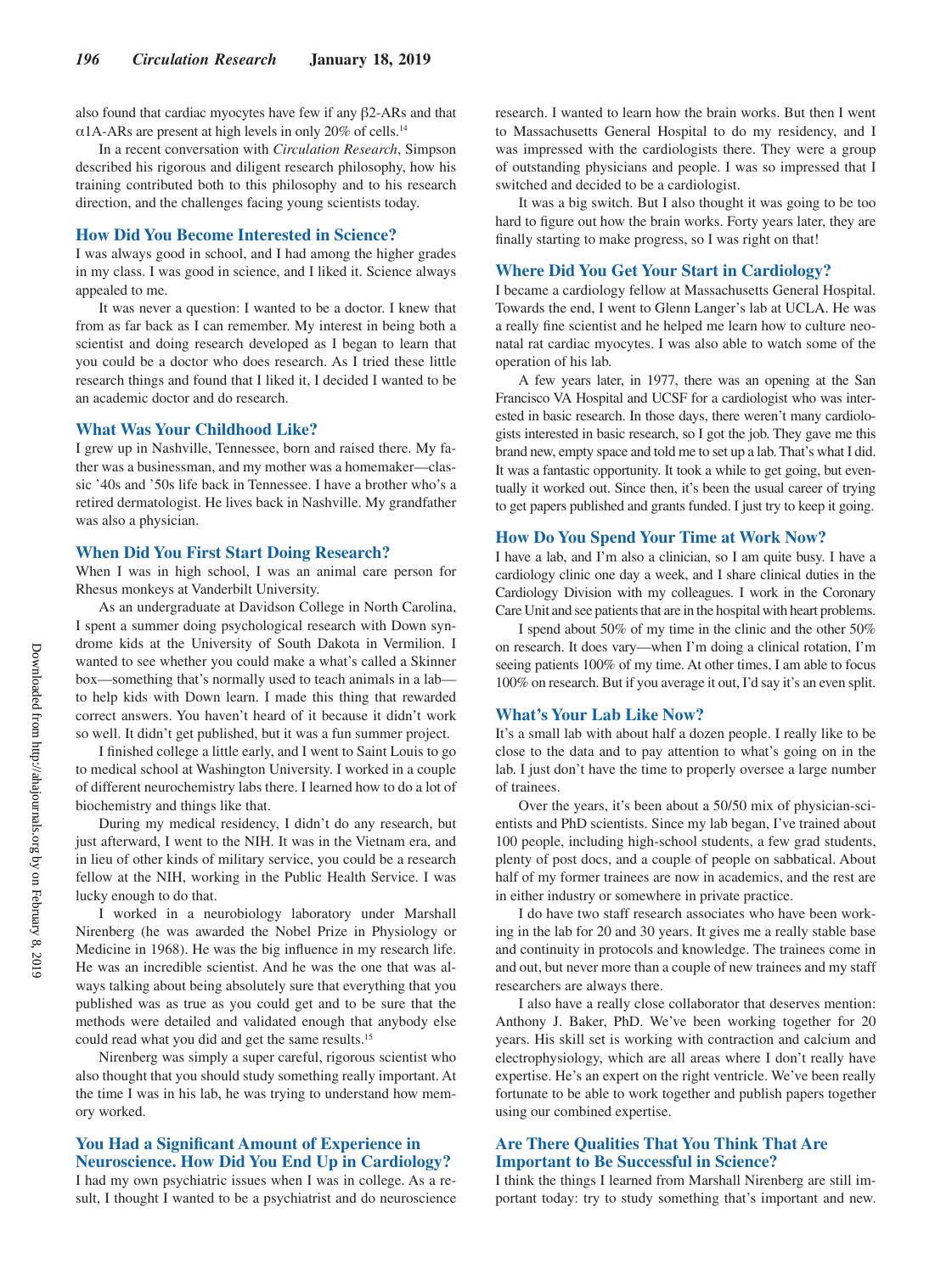also found that cardiac myocytes have few if any β2-ARs and that α1A-ARs are present at high levels in only 20% of cells.[14]

In a recent conversation with *Circulation Research*, Simpson described his rigorous and diligent research philosophy, how his training contributed both to this philosophy and to his research direction, and the challenges facing young scientists today.

## How Did You Become Interested in Science?

I was always good in school, and I had among the higher grades in my class. I was good in science, and I liked it. Science always appealed to me.

It was never a question: I wanted to be a doctor. I knew that from as far back as I can remember. My interest in being both a scientist and doing research developed as I began to learn that you could be a doctor who does research. As I tried these little research things and found that I liked it, I decided I wanted to be an academic doctor and do research.

## What Was Your Childhood Like?

I grew up in Nashville, Tennessee, born and raised there. My father was a businessman, and my mother was a homemaker—classic '40s and '50s life back in Tennessee. I have a brother who's a retired dermatologist. He lives back in Nashville. My grandfather was also a physician.

## When Did You First Start Doing Research?

When I was in high school, I was an animal care person for Rhesus monkeys at Vanderbilt University.

As an undergraduate at Davidson College in North Carolina, I spent a summer doing psychological research with Down syndrome kids at the University of South Dakota in Vermilion. I wanted to see whether you could make a what's called a Skinner box—something that's normally used to teach animals in a lab—to help kids with Down learn. I made this thing that rewarded correct answers. You haven't heard of it because it didn't work so well. It didn't get published, but it was a fun summer project.

I finished college a little early, and I went to Saint Louis to go to medical school at Washington University. I worked in a couple of different neurochemistry labs there. I learned how to do a lot of biochemistry and things like that.

During my medical residency, I didn't do any research, but just afterward, I went to the NIH. It was in the Vietnam era, and in lieu of other kinds of military service, you could be a research fellow at the NIH, working in the Public Health Service. I was lucky enough to do that.

I worked in a neurobiology laboratory under Marshall Nirenberg (he was awarded the Nobel Prize in Physiology or Medicine in 1968). He was the big influence in my research life. He was an incredible scientist. And he was the one that was always talking about being absolutely sure that everything that you published was as true as you could get and to be sure that the methods were detailed and validated enough that anybody else could read what you did and get the same results.[15]

Nirenberg was simply a super careful, rigorous scientist who also thought that you should study something really important. At the time I was in his lab, he was trying to understand how memory worked.

## You Had a Significant Amount of Experience in Neuroscience. How Did You End Up in Cardiology?

I had my own psychiatric issues when I was in college. As a result, I thought I wanted to be a psychiatrist and do neuroscience research. I wanted to learn how the brain works. But then I went to Massachusetts General Hospital to do my residency, and I was impressed with the cardiologists there. They were a group of outstanding physicians and people. I was so impressed that I switched and decided to be a cardiologist.

It was a big switch. But I also thought it was going to be too hard to figure out how the brain works. Forty years later, they are finally starting to make progress, so I was right on that!

## Where Did You Get Your Start in Cardiology?

I became a cardiology fellow at Massachusetts General Hospital. Towards the end, I went to Glenn Langer's lab at UCLA. He was a really fine scientist and he helped me learn how to culture neonatal rat cardiac myocytes. I was also able to watch some of the operation of his lab.

A few years later, in 1977, there was an opening at the San Francisco VA Hospital and UCSF for a cardiologist who was interested in basic research. In those days, there weren't many cardiologists interested in basic research, so I got the job. They gave me this brand new, empty space and told me to set up a lab. That's what I did. It was a fantastic opportunity. It took a while to get going, but eventually it worked out. Since then, it's been the usual career of trying to get papers published and grants funded. I just try to keep it going.

## How Do You Spend Your Time at Work Now?

I have a lab, and I'm also a clinician, so I am quite busy. I have a cardiology clinic one day a week, and I share clinical duties in the Cardiology Division with my colleagues. I work in the Coronary Care Unit and see patients that are in the hospital with heart problems.

I spend about 50% of my time in the clinic and the other 50% on research. It does vary—when I'm doing a clinical rotation, I'm seeing patients 100% of my time. At other times, I am able to focus 100% on research. But if you average it out, I'd say it's an even split.

## What's Your Lab Like Now?

It's a small lab with about half a dozen people. I really like to be close to the data and to pay attention to what's going on in the lab. I just don't have the time to properly oversee a large number of trainees.

Over the years, it's been about a 50/50 mix of physician-scientists and PhD scientists. Since my lab began, I've trained about 100 people, including high-school students, a few grad students, plenty of post docs, and a couple of people on sabbatical. About half of my former trainees are now in academics, and the rest are in either industry or somewhere in private practice.

I do have two staff research associates who have been working in the lab for 20 and 30 years. It gives me a really stable base and continuity in protocols and knowledge. The trainees come in and out, but never more than a couple of new trainees and my staff researchers are always there.

I also have a really close collaborator that deserves mention: Anthony J. Baker, PhD. We've been working together for 20 years. His skill set is working with contraction and calcium and electrophysiology, which are all areas where I don't really have expertise. He's an expert on the right ventricle. We've been really fortunate to be able to work together and publish papers together using our combined expertise.

## Are There Qualities That You Think That Are Important to Be Successful in Science?

I think the things I learned from Marshall Nirenberg are still important today: try to study something that's important and new.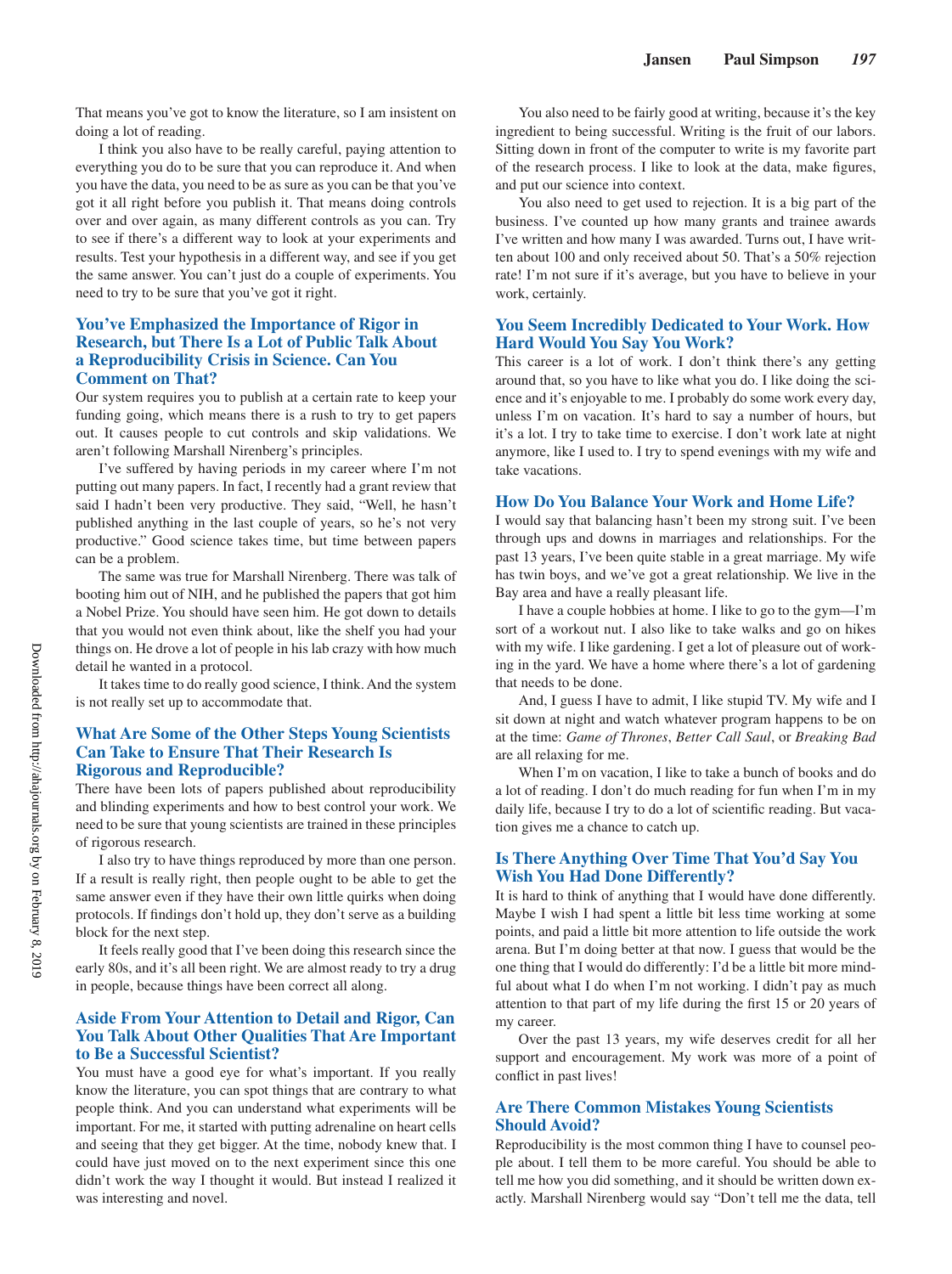That means you've got to know the literature, so I am insistent on doing a lot of reading.

I think you also have to be really careful, paying attention to everything you do to be sure that you can reproduce it. And when you have the data, you need to be as sure as you can be that you've got it all right before you publish it. That means doing controls over and over again, as many different controls as you can. Try to see if there's a different way to look at your experiments and results. Test your hypothesis in a different way, and see if you get the same answer. You can't just do a couple of experiments. You need to try to be sure that you've got it right.

## You've Emphasized the Importance of Rigor in Research, but There Is a Lot of Public Talk About a Reproducibility Crisis in Science. Can You Comment on That?

Our system requires you to publish at a certain rate to keep your funding going, which means there is a rush to try to get papers out. It causes people to cut controls and skip validations. We aren't following Marshall Nirenberg's principles.

I've suffered by having periods in my career where I'm not putting out many papers. In fact, I recently had a grant review that said I hadn't been very productive. They said, "Well, he hasn't published anything in the last couple of years, so he's not very productive." Good science takes time, but time between papers can be a problem.

The same was true for Marshall Nirenberg. There was talk of booting him out of NIH, and he published the papers that got him a Nobel Prize. You should have seen him. He got down to details that you would not even think about, like the shelf you had your things on. He drove a lot of people in his lab crazy with how much detail he wanted in a protocol.

It takes time to do really good science, I think. And the system is not really set up to accommodate that.

## What Are Some of the Other Steps Young Scientists Can Take to Ensure That Their Research Is Rigorous and Reproducible?

There have been lots of papers published about reproducibility and blinding experiments and how to best control your work. We need to be sure that young scientists are trained in these principles of rigorous research.

I also try to have things reproduced by more than one person. If a result is really right, then people ought to be able to get the same answer even if they have their own little quirks when doing protocols. If findings don't hold up, they don't serve as a building block for the next step.

It feels really good that I've been doing this research since the early 80s, and it's all been right. We are almost ready to try a drug in people, because things have been correct all along.

## Aside From Your Attention to Detail and Rigor, Can You Talk About Other Qualities That Are Important to Be a Successful Scientist?

You must have a good eye for what's important. If you really know the literature, you can spot things that are contrary to what people think. And you can understand what experiments will be important. For me, it started with putting adrenaline on heart cells and seeing that they get bigger. At the time, nobody knew that. I could have just moved on to the next experiment since this one didn't work the way I thought it would. But instead I realized it was interesting and novel.

You also need to be fairly good at writing, because it's the key ingredient to being successful. Writing is the fruit of our labors. Sitting down in front of the computer to write is my favorite part of the research process. I like to look at the data, make figures, and put our science into context.

You also need to get used to rejection. It is a big part of the business. I've counted up how many grants and trainee awards I've written and how many I was awarded. Turns out, I have written about 100 and only received about 50. That's a 50% rejection rate! I'm not sure if it's average, but you have to believe in your work, certainly.

## You Seem Incredibly Dedicated to Your Work. How Hard Would You Say You Work?

This career is a lot of work. I don't think there's any getting around that, so you have to like what you do. I like doing the science and it's enjoyable to me. I probably do some work every day, unless I'm on vacation. It's hard to say a number of hours, but it's a lot. I try to take time to exercise. I don't work late at night anymore, like I used to. I try to spend evenings with my wife and take vacations.

## How Do You Balance Your Work and Home Life?

I would say that balancing hasn't been my strong suit. I've been through ups and downs in marriages and relationships. For the past 13 years, I've been quite stable in a great marriage. My wife has twin boys, and we've got a great relationship. We live in the Bay area and have a really pleasant life.

I have a couple hobbies at home. I like to go to the gym—I'm sort of a workout nut. I also like to take walks and go on hikes with my wife. I like gardening. I get a lot of pleasure out of working in the yard. We have a home where there's a lot of gardening that needs to be done.

And, I guess I have to admit, I like stupid TV. My wife and I sit down at night and watch whatever program happens to be on at the time: *Game of Thrones*, *Better Call Saul*, or *Breaking Bad* are all relaxing for me.

When I'm on vacation, I like to take a bunch of books and do a lot of reading. I don't do much reading for fun when I'm in my daily life, because I try to do a lot of scientific reading. But vacation gives me a chance to catch up.

## Is There Anything Over Time That You'd Say You Wish You Had Done Differently?

It is hard to think of anything that I would have done differently. Maybe I wish I had spent a little bit less time working at some points, and paid a little bit more attention to life outside the work arena. But I'm doing better at that now. I guess that would be the one thing that I would do differently: I'd be a little bit more mindful about what I do when I'm not working. I didn't pay as much attention to that part of my life during the first 15 or 20 years of my career.

Over the past 13 years, my wife deserves credit for all her support and encouragement. My work was more of a point of conflict in past lives!

## Are There Common Mistakes Young Scientists Should Avoid?

Reproducibility is the most common thing I have to counsel people about. I tell them to be more careful. You should be able to tell me how you did something, and it should be written down exactly. Marshall Nirenberg would say "Don't tell me the data, tell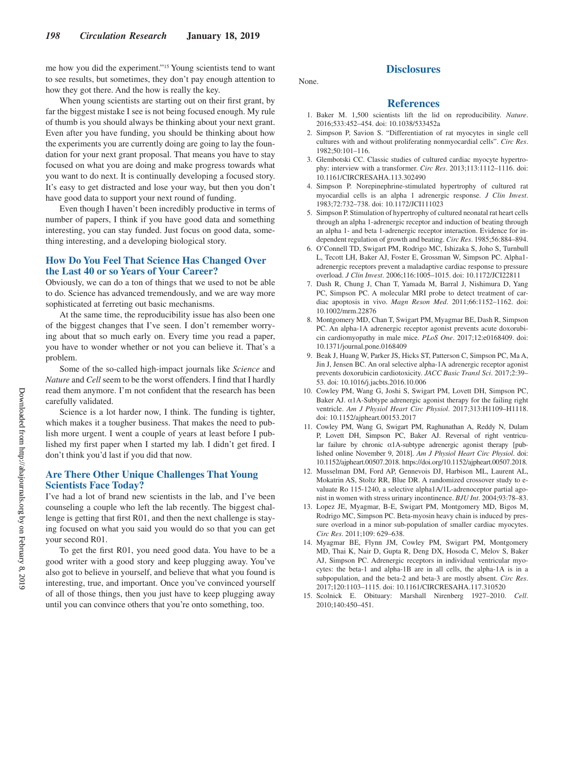me how you did the experiment."[15] Young scientists tend to want to see results, but sometimes, they don't pay enough attention to how they got there. And the how is really the key.

When young scientists are starting out on their first grant, by far the biggest mistake I see is not being focused enough. My rule of thumb is you should always be thinking about your next grant. Even after you have funding, you should be thinking about how the experiments you are currently doing are going to lay the foundation for your next grant proposal. That means you have to stay focused on what you are doing and make progress towards what you want to do next. It is continually developing a focused story. It's easy to get distracted and lose your way, but then you don't have good data to support your next round of funding.

Even though I haven't been incredibly productive in terms of number of papers, I think if you have good data and something interesting, you can stay funded. Just focus on good data, something interesting, and a developing biological story.

## How Do You Feel That Science Has Changed Over the Last 40 or so Years of Your Career?

Obviously, we can do a ton of things that we used to not be able to do. Science has advanced tremendously, and we are way more sophisticated at ferreting out basic mechanisms.

At the same time, the reproducibility issue has also been one of the biggest changes that I've seen. I don't remember worrying about that so much early on. Every time you read a paper, you have to wonder whether or not you can believe it. That's a problem.

Some of the so-called high-impact journals like *Science* and *Nature* and *Cell* seem to be the worst offenders. I find that I hardly read them anymore. I'm not confident that the research has been carefully validated.

Science is a lot harder now, I think. The funding is tighter, which makes it a tougher business. That makes the need to publish more urgent. I went a couple of years at least before I published my first paper when I started my lab. I didn't get fired. I don't think you'd last if you did that now.

## Are There Other Unique Challenges That Young Scientists Face Today?

I've had a lot of brand new scientists in the lab, and I've been counseling a couple who left the lab recently. The biggest challenge is getting that first R01, and then the next challenge is staying focused on what you said you would do so that you can get your second R01.

To get the first R01, you need good data. You have to be a good writer with a good story and keep plugging away. You've also got to believe in yourself, and believe that what you found is interesting, true, and important. Once you've convinced yourself of all of those things, then you just have to keep plugging away until you can convince others that you're onto something, too.

## Disclosures

None.

## References

1. Baker M. 1,500 scientists lift the lid on reproducibility. *Nature*. 2016;533:452–454. doi: 10.1038/533452a
2. Simpson P, Savion S. "Differentiation of rat myocytes in single cell cultures with and without proliferating nonmyocardial cells". *Circ Res*. 1982;50:101–116.
3. Glembotski CC. Classic studies of cultured cardiac myocyte hypertrophy: interview with a transformer. *Circ Res*. 2013;113:1112–1116. doi: 10.1161/CIRCRESAHA.113.302490
4. Simpson P. Norepinephrine-stimulated hypertrophy of cultured rat myocardial cells is an alpha 1 adrenergic response. *J Clin Invest*. 1983;72:732–738. doi: 10.1172/JCI111023
5. Simpson P. Stimulation of hypertrophy of cultured neonatal rat heart cells through an alpha 1-adrenergic receptor and induction of beating through an alpha 1- and beta 1-adrenergic receptor interaction. Evidence for independent regulation of growth and beating. *Circ Res*. 1985;56:884–894.
6. O'Connell TD, Swigart PM, Rodrigo MC, Ishizaka S, Joho S, Turnbull L, Tecott LH, Baker AJ, Foster E, Grossman W, Simpson PC. Alpha1-adrenergic receptors prevent a maladaptive cardiac response to pressure overload. *J Clin Invest*. 2006;116:1005–1015. doi: 10.1172/JCI22811
7. Dash R, Chung J, Chan T, Yamada M, Barral J, Nishimura D, Yang PC, Simpson PC. A molecular MRI probe to detect treatment of cardiac apoptosis in vivo. *Magn Reson Med*. 2011;66:1152–1162. doi: 10.1002/mrm.22876
8. Montgomery MD, Chan T, Swigart PM, Myagmar BE, Dash R, Simpson PC. An alpha-1A adrenergic receptor agonist prevents acute doxorubicin cardiomyopathy in male mice. *PLoS One*. 2017;12:e0168409. doi: 10.1371/journal.pone.0168409
9. Beak J, Huang W, Parker JS, Hicks ST, Patterson C, Simpson PC, Ma A, Jin J, Jensen BC. An oral selective alpha-1A adrenergic receptor agonist prevents doxorubicin cardiotoxicity. *JACC Basic Transl Sci*. 2017;2:39–53. doi: 10.1016/j.jacbts.2016.10.006
10. Cowley PM, Wang G, Joshi S, Swigart PM, Lovett DH, Simpson PC, Baker AJ. α1A-Subtype adrenergic agonist therapy for the failing right ventricle. *Am J Physiol Heart Circ Physiol*. 2017;313:H1109–H1118. doi: 10.1152/ajpheart.00153.2017
11. Cowley PM, Wang G, Swigart PM, Raghunathan A, Reddy N, Dulam P, Lovett DH, Simpson PC, Baker AJ. Reversal of right ventricular failure by chronic α1A-subtype adrenergic agonist therapy [published online November 9, 2018]. *Am J Physiol Heart Circ Physiol*. doi: 10.1152/ajpheart.00507.2018. https://doi.org/10.1152/ajpheart.00507.2018.
12. Musselman DM, Ford AP, Gennevois DJ, Harbison ML, Laurent AL, Mokatrin AS, Stoltz RR, Blue DR. A randomized crossover study to evaluate Ro 115-1240, a selective alpha1A/1L-adrenoceptor partial agonist in women with stress urinary incontinence. *BJU Int*. 2004;93:78–83.
13. Lopez JE, Myagmar, B-E, Swigart PM, Montgomery MD, Bigos M, Rodrigo MC, Simpson PC. Beta-myosin heavy chain is induced by pressure overload in a minor sub-population of smaller cardiac myocytes. *Circ Res*. 2011;109: 629–638.
14. Myagmar BE, Flynn JM, Cowley PM, Swigart PM, Montgomery MD, Thai K, Nair D, Gupta R, Deng DX, Hosoda C, Melov S, Baker AJ, Simpson PC. Adrenergic receptors in individual ventricular myocytes: the beta-1 and alpha-1B are in all cells, the alpha-1A is in a subpopulation, and the beta-2 and beta-3 are mostly absent. *Circ Res*. 2017;120:1103–1115. doi: 10.1161/CIRCRESAHA.117.310520
15. Scolnick E. Obituary: Marshall Nirenberg 1927–2010. *Cell*. 2010;140:450–451.